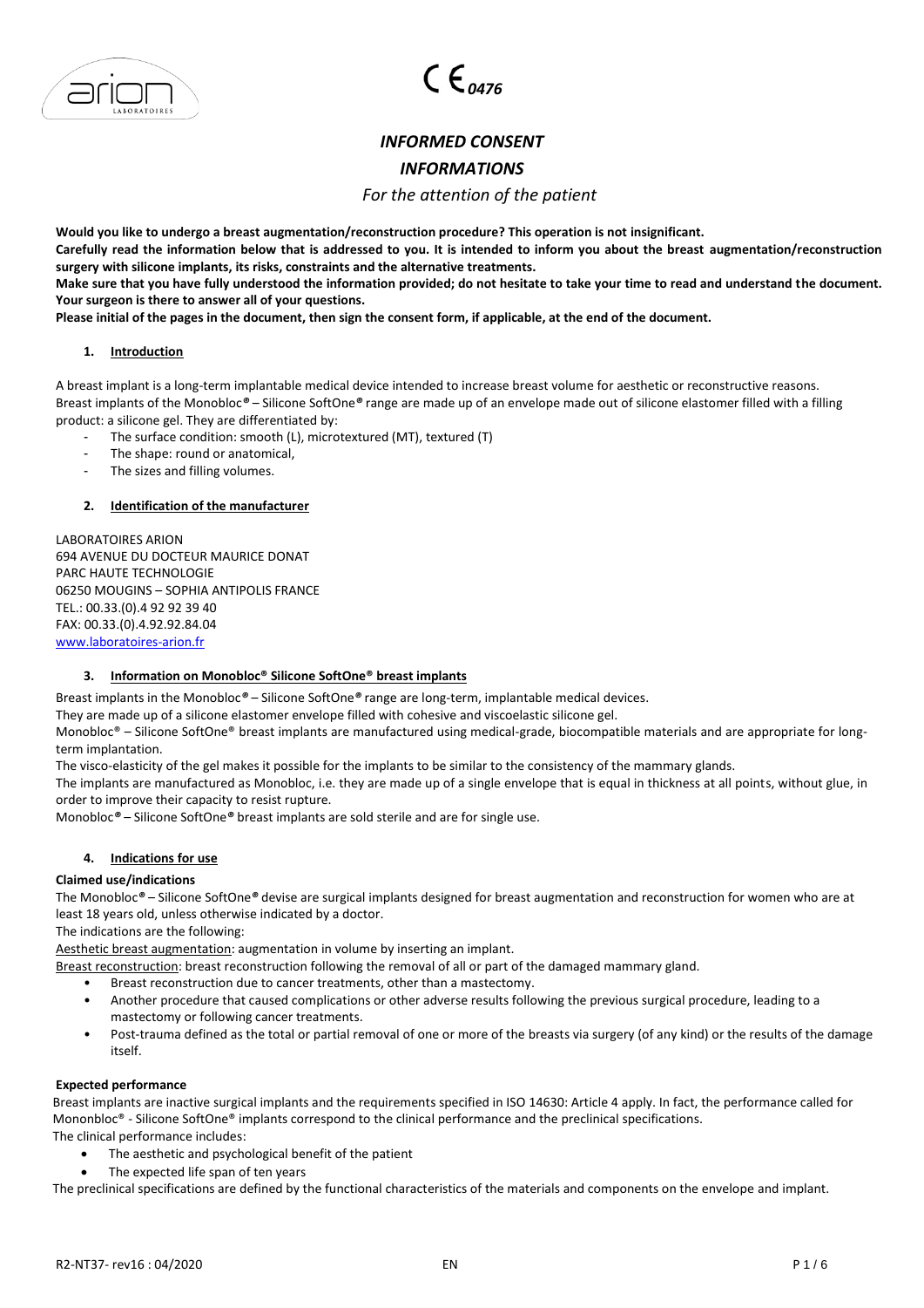CE 0476

# *INFORMED CONSENT*

## *INFORMATIONS*

*For the attention of the patient*

**Would you like to undergo a breast augmentation/reconstruction procedure? This operation is not insignificant.**
**Carefully read the information below that is addressed to you. It is intended to inform you about the breast augmentation/reconstruction surgery with silicone implants, its risks, constraints and the alternative treatments.**
**Make sure that you have fully understood the information provided; do not hesitate to take your time to read and understand the document. Your surgeon is there to answer all of your questions.**
**Please initial of the pages in the document, then sign the consent form, if applicable, at the end of the document.**

### 1. Introduction

A breast implant is a long-term implantable medical device intended to increase breast volume for aesthetic or reconstructive reasons.
Breast implants of the Monobloc® – Silicone SoftOne® range are made up of an envelope made out of silicone elastomer filled with a filling product: a silicone gel. They are differentiated by:

- The surface condition: smooth (L), microtextured (MT), textured (T)
- The shape: round or anatomical,
- The sizes and filling volumes.

### 2. Identification of the manufacturer

LABORATOIRES ARION
694 AVENUE DU DOCTEUR MAURICE DONAT
PARC HAUTE TECHNOLOGIE
06250 MOUGINS – SOPHIA ANTIPOLIS FRANCE
TEL.: 00.33.(0).4 92 92 39 40
FAX: 00.33.(0).4.92.92.84.04
www.laboratoires-arion.fr

### 3. Information on Monobloc® Silicone SoftOne® breast implants

Breast implants in the Monobloc® – Silicone SoftOne® range are long-term, implantable medical devices.
They are made up of a silicone elastomer envelope filled with cohesive and viscoelastic silicone gel.
Monobloc® – Silicone SoftOne® breast implants are manufactured using medical-grade, biocompatible materials and are appropriate for long-term implantation.
The visco-elasticity of the gel makes it possible for the implants to be similar to the consistency of the mammary glands.
The implants are manufactured as Monobloc, i.e. they are made up of a single envelope that is equal in thickness at all points, without glue, in order to improve their capacity to resist rupture.
Monobloc® – Silicone SoftOne® breast implants are sold sterile and are for single use.

### 4. Indications for use

**Claimed use/indications**
The Monobloc® – Silicone SoftOne® devise are surgical implants designed for breast augmentation and reconstruction for women who are at least 18 years old, unless otherwise indicated by a doctor.
The indications are the following:
Aesthetic breast augmentation: augmentation in volume by inserting an implant.
Breast reconstruction: breast reconstruction following the removal of all or part of the damaged mammary gland.

- Breast reconstruction due to cancer treatments, other than a mastectomy.
- Another procedure that caused complications or other adverse results following the previous surgical procedure, leading to a mastectomy or following cancer treatments.
- Post-trauma defined as the total or partial removal of one or more of the breasts via surgery (of any kind) or the results of the damage itself.

**Expected performance**
Breast implants are inactive surgical implants and the requirements specified in ISO 14630: Article 4 apply. In fact, the performance called for Mononbloc® - Silicone SoftOne® implants correspond to the clinical performance and the preclinical specifications.
The clinical performance includes:

- The aesthetic and psychological benefit of the patient
- The expected life span of ten years

The preclinical specifications are defined by the functional characteristics of the materials and components on the envelope and implant.

R2-NT37- rev16 : 04/2020 EN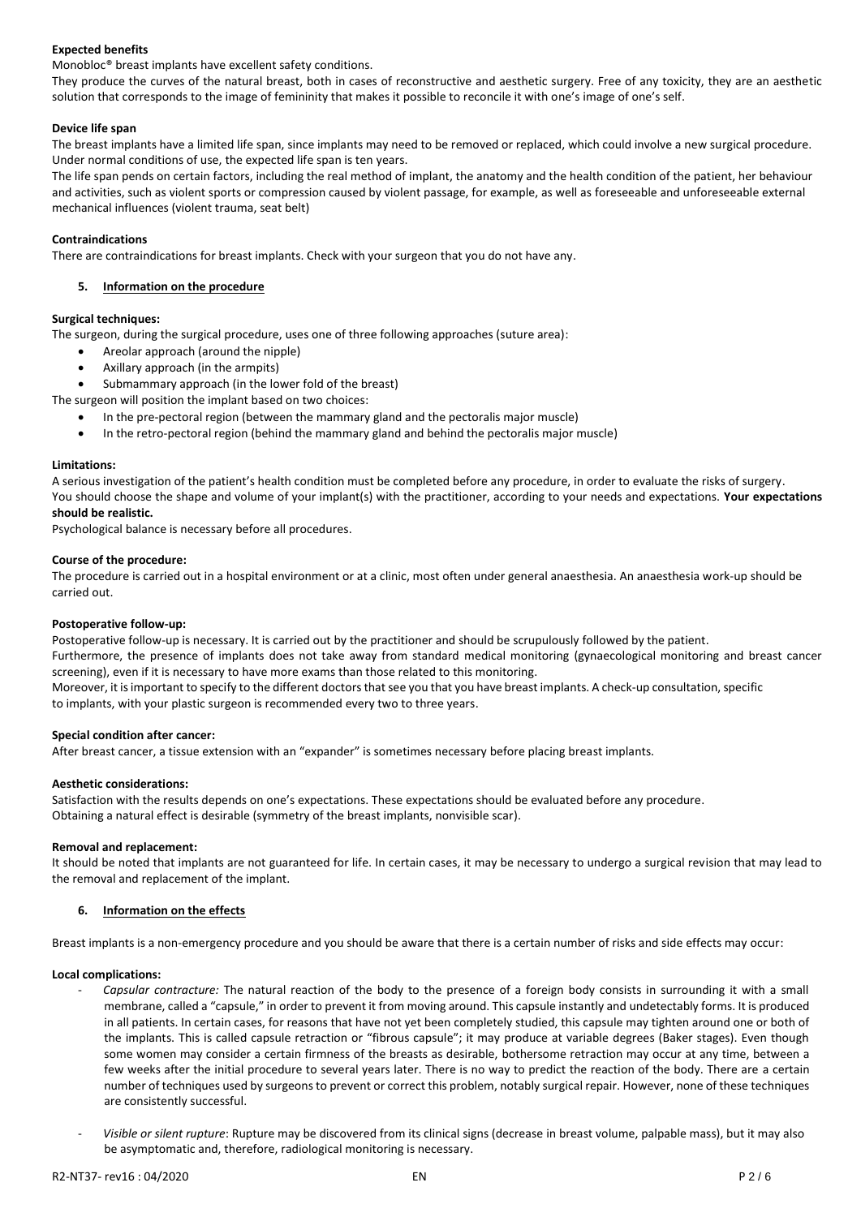**Expected benefits**

Monobloc® breast implants have excellent safety conditions.

They produce the curves of the natural breast, both in cases of reconstructive and aesthetic surgery. Free of any toxicity, they are an aesthetic solution that corresponds to the image of femininity that makes it possible to reconcile it with one's image of one's self.

**Device life span**

The breast implants have a limited life span, since implants may need to be removed or replaced, which could involve a new surgical procedure. Under normal conditions of use, the expected life span is ten years.

The life span pends on certain factors, including the real method of implant, the anatomy and the health condition of the patient, her behaviour and activities, such as violent sports or compression caused by violent passage, for example, as well as foreseeable and unforeseeable external mechanical influences (violent trauma, seat belt)

**Contraindications**

There are contraindications for breast implants. Check with your surgeon that you do not have any.

## 5. Information on the procedure

**Surgical techniques:**

The surgeon, during the surgical procedure, uses one of three following approaches (suture area):

- Areolar approach (around the nipple)
- Axillary approach (in the armpits)
- Submammary approach (in the lower fold of the breast)

The surgeon will position the implant based on two choices:

- In the pre-pectoral region (between the mammary gland and the pectoralis major muscle)
- In the retro-pectoral region (behind the mammary gland and behind the pectoralis major muscle)

**Limitations:**

A serious investigation of the patient's health condition must be completed before any procedure, in order to evaluate the risks of surgery.
You should choose the shape and volume of your implant(s) with the practitioner, according to your needs and expectations. **Your expectations should be realistic.**

Psychological balance is necessary before all procedures.

**Course of the procedure:**

The procedure is carried out in a hospital environment or at a clinic, most often under general anaesthesia. An anaesthesia work-up should be carried out.

**Postoperative follow-up:**

Postoperative follow-up is necessary. It is carried out by the practitioner and should be scrupulously followed by the patient.

Furthermore, the presence of implants does not take away from standard medical monitoring (gynaecological monitoring and breast cancer screening), even if it is necessary to have more exams than those related to this monitoring.

Moreover, it is important to specify to the different doctors that see you that you have breast implants. A check-up consultation, specific to implants, with your plastic surgeon is recommended every two to three years.

**Special condition after cancer:**

After breast cancer, a tissue extension with an "expander" is sometimes necessary before placing breast implants.

**Aesthetic considerations:**

Satisfaction with the results depends on one's expectations. These expectations should be evaluated before any procedure.
Obtaining a natural effect is desirable (symmetry of the breast implants, nonvisible scar).

**Removal and replacement:**

It should be noted that implants are not guaranteed for life. In certain cases, it may be necessary to undergo a surgical revision that may lead to the removal and replacement of the implant.

## 6. Information on the effects

Breast implants is a non-emergency procedure and you should be aware that there is a certain number of risks and side effects may occur:

**Local complications:**

- *Capsular contracture:* The natural reaction of the body to the presence of a foreign body consists in surrounding it with a small membrane, called a "capsule," in order to prevent it from moving around. This capsule instantly and undetectably forms. It is produced in all patients. In certain cases, for reasons that have not yet been completely studied, this capsule may tighten around one or both of the implants. This is called capsule retraction or "fibrous capsule"; it may produce at variable degrees (Baker stages). Even though some women may consider a certain firmness of the breasts as desirable, bothersome retraction may occur at any time, between a few weeks after the initial procedure to several years later. There is no way to predict the reaction of the body. There are a certain number of techniques used by surgeons to prevent or correct this problem, notably surgical repair. However, none of these techniques are consistently successful.
- *Visible or silent rupture*: Rupture may be discovered from its clinical signs (decrease in breast volume, palpable mass), but it may also be asymptomatic and, therefore, radiological monitoring is necessary.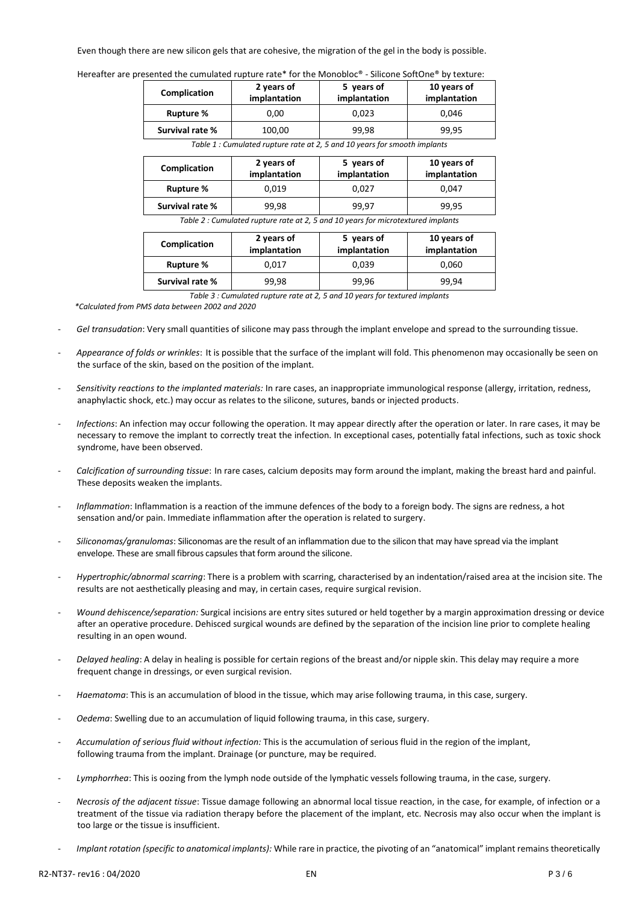Even though there are new silicon gels that are cohesive, the migration of the gel in the body is possible.

Hereafter are presented the cumulated rupture rate* for the Monobloc® - Silicone SoftOne® by texture:

| Complication | 2 years of implantation | 5 years of implantation | 10 years of implantation |
|---|---|---|---|
| Rupture % | 0,00 | 0,023 | 0,046 |
| Survival rate % | 100,00 | 99,98 | 99,95 |

*Table 1 : Cumulated rupture rate at 2, 5 and 10 years for smooth implants*

| Complication | 2 years of implantation | 5 years of implantation | 10 years of implantation |
|---|---|---|---|
| Rupture % | 0,019 | 0,027 | 0,047 |
| Survival rate % | 99,98 | 99,97 | 99,95 |

*Table 2 : Cumulated rupture rate at 2, 5 and 10 years for microtextured implants*

| Complication | 2 years of implantation | 5 years of implantation | 10 years of implantation |
|---|---|---|---|
| Rupture % | 0,017 | 0,039 | 0,060 |
| Survival rate % | 99,98 | 99,96 | 99,94 |

*Table 3 : Cumulated rupture rate at 2, 5 and 10 years for textured implants*

*\*Calculated from PMS data between 2002 and 2020*

- *Gel transudation*: Very small quantities of silicone may pass through the implant envelope and spread to the surrounding tissue.
- *Appearance of folds or wrinkles*: It is possible that the surface of the implant will fold. This phenomenon may occasionally be seen on the surface of the skin, based on the position of the implant.
- *Sensitivity reactions to the implanted materials:* In rare cases, an inappropriate immunological response (allergy, irritation, redness, anaphylactic shock, etc.) may occur as relates to the silicone, sutures, bands or injected products.
- *Infections*: An infection may occur following the operation. It may appear directly after the operation or later. In rare cases, it may be necessary to remove the implant to correctly treat the infection. In exceptional cases, potentially fatal infections, such as toxic shock syndrome, have been observed.
- *Calcification of surrounding tissue*: In rare cases, calcium deposits may form around the implant, making the breast hard and painful. These deposits weaken the implants.
- *Inflammation*: Inflammation is a reaction of the immune defences of the body to a foreign body. The signs are redness, a hot sensation and/or pain. Immediate inflammation after the operation is related to surgery.
- *Siliconomas/granulomas*: Siliconomas are the result of an inflammation due to the silicon that may have spread via the implant envelope. These are small fibrous capsules that form around the silicone.
- *Hypertrophic/abnormal scarring*: There is a problem with scarring, characterised by an indentation/raised area at the incision site. The results are not aesthetically pleasing and may, in certain cases, require surgical revision.
- *Wound dehiscence/separation:* Surgical incisions are entry sites sutured or held together by a margin approximation dressing or device after an operative procedure. Dehisced surgical wounds are defined by the separation of the incision line prior to complete healing resulting in an open wound.
- *Delayed healing*: A delay in healing is possible for certain regions of the breast and/or nipple skin. This delay may require a more frequent change in dressings, or even surgical revision.
- *Haematoma*: This is an accumulation of blood in the tissue, which may arise following trauma, in this case, surgery.
- *Oedema*: Swelling due to an accumulation of liquid following trauma, in this case, surgery.
- *Accumulation of serious fluid without infection:* This is the accumulation of serious fluid in the region of the implant, following trauma from the implant. Drainage (or puncture, may be required.
- *Lymphorrhea*: This is oozing from the lymph node outside of the lymphatic vessels following trauma, in the case, surgery.
- *Necrosis of the adjacent tissue*: Tissue damage following an abnormal local tissue reaction, in the case, for example, of infection or a treatment of the tissue via radiation therapy before the placement of the implant, etc. Necrosis may also occur when the implant is too large or the tissue is insufficient.
- *Implant rotation (specific to anatomical implants):* While rare in practice, the pivoting of an "anatomical" implant remains theoretically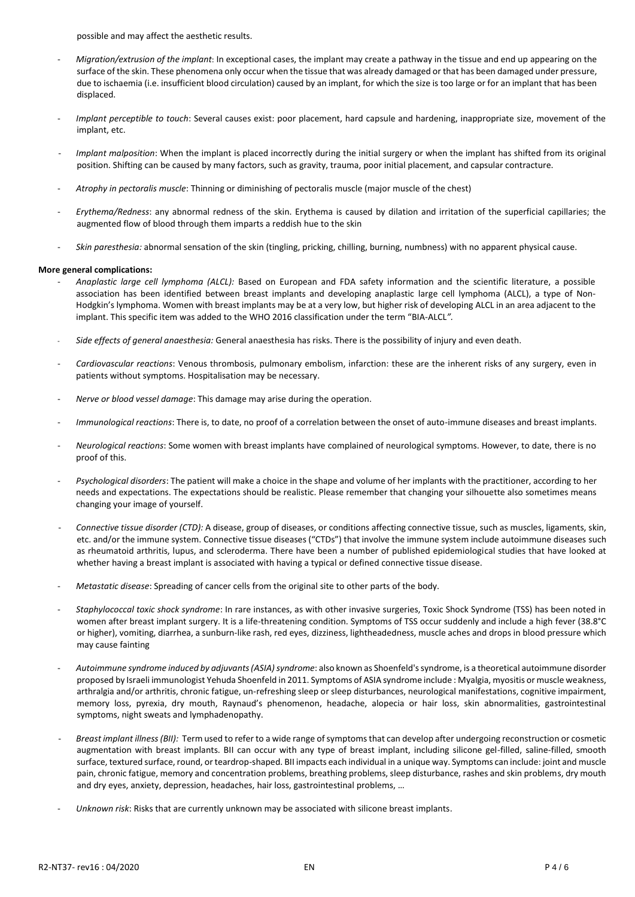possible and may affect the aesthetic results.

- *Migration/extrusion of the implant*: In exceptional cases, the implant may create a pathway in the tissue and end up appearing on the surface of the skin. These phenomena only occur when the tissue that was already damaged or that has been damaged under pressure, due to ischaemia (i.e. insufficient blood circulation) caused by an implant, for which the size is too large or for an implant that has been displaced.
- *Implant perceptible to touch*: Several causes exist: poor placement, hard capsule and hardening, inappropriate size, movement of the implant, etc.
- *Implant malposition*: When the implant is placed incorrectly during the initial surgery or when the implant has shifted from its original position. Shifting can be caused by many factors, such as gravity, trauma, poor initial placement, and capsular contracture.
- *Atrophy in pectoralis muscle*: Thinning or diminishing of pectoralis muscle (major muscle of the chest)
- *Erythema/Redness*: any abnormal redness of the skin. Erythema is caused by dilation and irritation of the superficial capillaries; the augmented flow of blood through them imparts a reddish hue to the skin
- *Skin paresthesia:* abnormal sensation of the skin (tingling, pricking, chilling, burning, numbness) with no apparent physical cause.

**More general complications:**

- *Anaplastic large cell lymphoma (ALCL):* Based on European and FDA safety information and the scientific literature, a possible association has been identified between breast implants and developing anaplastic large cell lymphoma (ALCL), a type of Non-Hodgkin's lymphoma. Women with breast implants may be at a very low, but higher risk of developing ALCL in an area adjacent to the implant. This specific item was added to the WHO 2016 classification under the term "BIA-ALCL".
- *Side effects of general anaesthesia:* General anaesthesia has risks. There is the possibility of injury and even death.
- *Cardiovascular reactions*: Venous thrombosis, pulmonary embolism, infarction: these are the inherent risks of any surgery, even in patients without symptoms. Hospitalisation may be necessary.
- *Nerve or blood vessel damage*: This damage may arise during the operation.
- *Immunological reactions*: There is, to date, no proof of a correlation between the onset of auto-immune diseases and breast implants.
- *Neurological reactions*: Some women with breast implants have complained of neurological symptoms. However, to date, there is no proof of this.
- *Psychological disorders*: The patient will make a choice in the shape and volume of her implants with the practitioner, according to her needs and expectations. The expectations should be realistic. Please remember that changing your silhouette also sometimes means changing your image of yourself.
- *Connective tissue disorder (CTD):* A disease, group of diseases, or conditions affecting connective tissue, such as muscles, ligaments, skin, etc. and/or the immune system. Connective tissue diseases ("CTDs") that involve the immune system include autoimmune diseases such as rheumatoid arthritis, lupus, and scleroderma. There have been a number of published epidemiological studies that have looked at whether having a breast implant is associated with having a typical or defined connective tissue disease.
- *Metastatic disease*: Spreading of cancer cells from the original site to other parts of the body.
- *Staphylococcal toxic shock syndrome*: In rare instances, as with other invasive surgeries, Toxic Shock Syndrome (TSS) has been noted in women after breast implant surgery. It is a life-threatening condition. Symptoms of TSS occur suddenly and include a high fever (38.8°C or higher), vomiting, diarrhea, a sunburn-like rash, red eyes, dizziness, lightheadedness, muscle aches and drops in blood pressure which may cause fainting
- *Autoimmune syndrome induced by adjuvants (ASIA) syndrome*: also known as Shoenfeld's syndrome, is a theoretical autoimmune disorder proposed by Israeli immunologist Yehuda Shoenfeld in 2011. Symptoms of ASIA syndrome include : Myalgia, myositis or muscle weakness, arthralgia and/or arthritis, chronic fatigue, un-refreshing sleep or sleep disturbances, neurological manifestations, cognitive impairment, memory loss, pyrexia, dry mouth, Raynaud's phenomenon, headache, alopecia or hair loss, skin abnormalities, gastrointestinal symptoms, night sweats and lymphadenopathy.
- *Breast implant illness (BII):* Term used to refer to a wide range of symptoms that can develop after undergoing reconstruction or cosmetic augmentation with breast implants. BII can occur with any type of breast implant, including silicone gel-filled, saline-filled, smooth surface, textured surface, round, or teardrop-shaped. BII impacts each individual in a unique way. Symptoms can include: joint and muscle pain, chronic fatigue, memory and concentration problems, breathing problems, sleep disturbance, rashes and skin problems, dry mouth and dry eyes, anxiety, depression, headaches, hair loss, gastrointestinal problems, …
- *Unknown risk*: Risks that are currently unknown may be associated with silicone breast implants.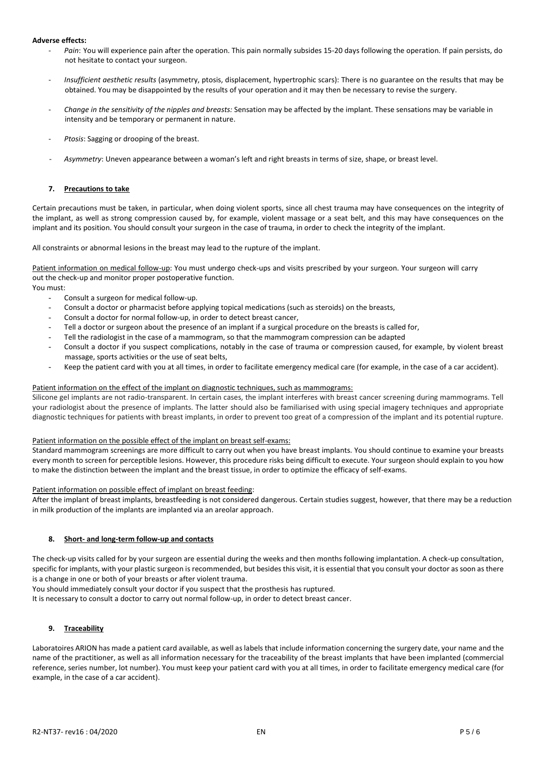**Adverse effects:**

- *Pain*: You will experience pain after the operation. This pain normally subsides 15-20 days following the operation. If pain persists, do not hesitate to contact your surgeon.
- *Insufficient aesthetic results* (asymmetry, ptosis, displacement, hypertrophic scars): There is no guarantee on the results that may be obtained. You may be disappointed by the results of your operation and it may then be necessary to revise the surgery.
- *Change in the sensitivity of the nipples and breasts:* Sensation may be affected by the implant. These sensations may be variable in intensity and be temporary or permanent in nature.
- *Ptosis*: Sagging or drooping of the breast.
- *Asymmetry*: Uneven appearance between a woman's left and right breasts in terms of size, shape, or breast level.

## 7. Precautions to take

Certain precautions must be taken, in particular, when doing violent sports, since all chest trauma may have consequences on the integrity of the implant, as well as strong compression caused by, for example, violent massage or a seat belt, and this may have consequences on the implant and its position. You should consult your surgeon in the case of trauma, in order to check the integrity of the implant.

All constraints or abnormal lesions in the breast may lead to the rupture of the implant.

Patient information on medical follow-up: You must undergo check-ups and visits prescribed by your surgeon. Your surgeon will carry out the check-up and monitor proper postoperative function.

You must:

- Consult a surgeon for medical follow-up.
- Consult a doctor or pharmacist before applying topical medications (such as steroids) on the breasts,
- Consult a doctor for normal follow-up, in order to detect breast cancer,
- Tell a doctor or surgeon about the presence of an implant if a surgical procedure on the breasts is called for,
- Tell the radiologist in the case of a mammogram, so that the mammogram compression can be adapted
- Consult a doctor if you suspect complications, notably in the case of trauma or compression caused, for example, by violent breast massage, sports activities or the use of seat belts,
- Keep the patient card with you at all times, in order to facilitate emergency medical care (for example, in the case of a car accident).

Patient information on the effect of the implant on diagnostic techniques, such as mammograms:

Silicone gel implants are not radio-transparent. In certain cases, the implant interferes with breast cancer screening during mammograms. Tell your radiologist about the presence of implants. The latter should also be familiarised with using special imagery techniques and appropriate diagnostic techniques for patients with breast implants, in order to prevent too great of a compression of the implant and its potential rupture.

Patient information on the possible effect of the implant on breast self-exams:

Standard mammogram screenings are more difficult to carry out when you have breast implants. You should continue to examine your breasts every month to screen for perceptible lesions. However, this procedure risks being difficult to execute. Your surgeon should explain to you how to make the distinction between the implant and the breast tissue, in order to optimize the efficacy of self-exams.

Patient information on possible effect of implant on breast feeding:

After the implant of breast implants, breastfeeding is not considered dangerous. Certain studies suggest, however, that there may be a reduction in milk production of the implants are implanted via an areolar approach.

## 8. Short- and long-term follow-up and contacts

The check-up visits called for by your surgeon are essential during the weeks and then months following implantation. A check-up consultation, specific for implants, with your plastic surgeon is recommended, but besides this visit, it is essential that you consult your doctor as soon as there is a change in one or both of your breasts or after violent trauma.

You should immediately consult your doctor if you suspect that the prosthesis has ruptured.

It is necessary to consult a doctor to carry out normal follow-up, in order to detect breast cancer.

## 9. Traceability

Laboratoires ARION has made a patient card available, as well as labels that include information concerning the surgery date, your name and the name of the practitioner, as well as all information necessary for the traceability of the breast implants that have been implanted (commercial reference, series number, lot number). You must keep your patient card with you at all times, in order to facilitate emergency medical care (for example, in the case of a car accident).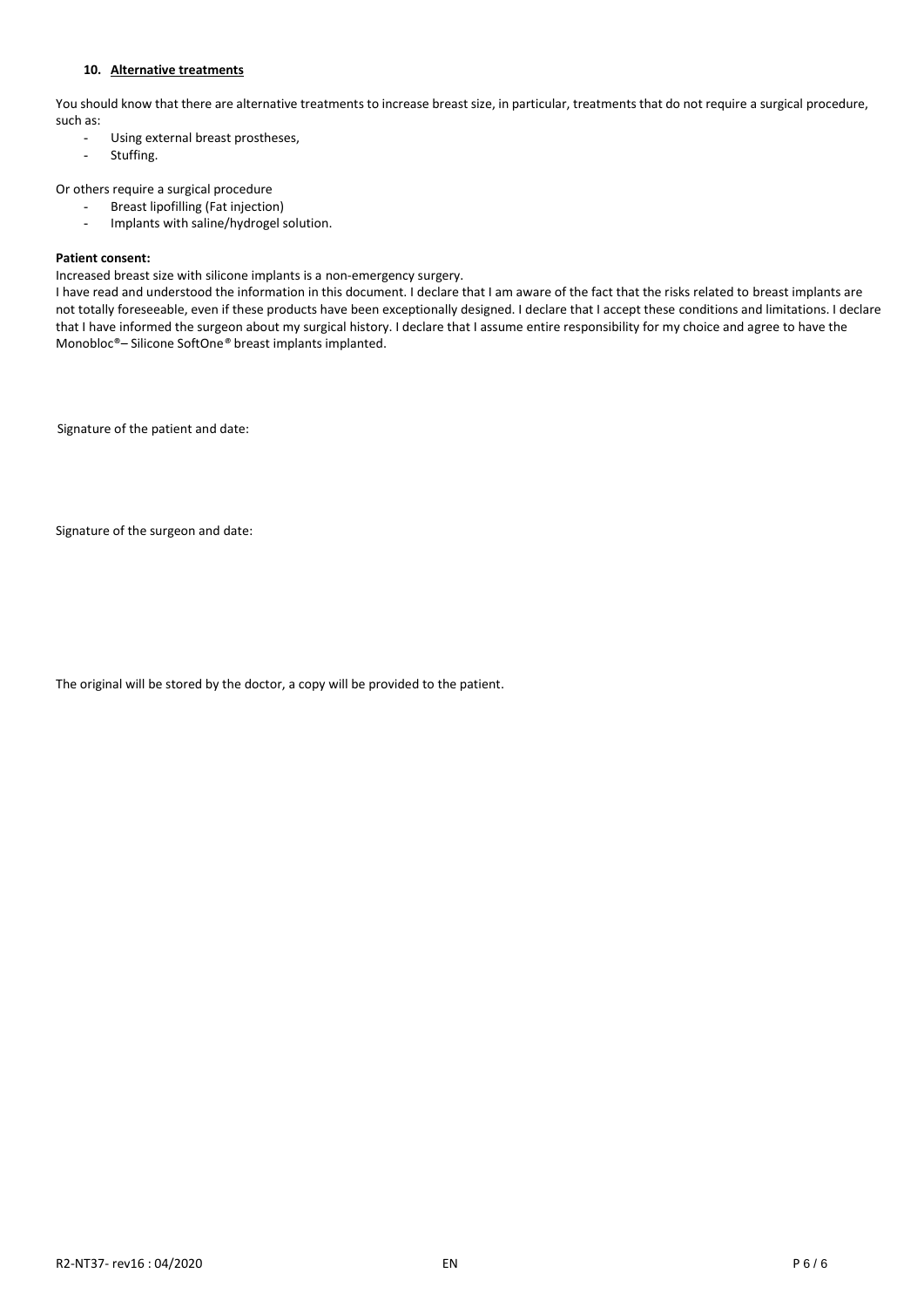### 10. Alternative treatments

You should know that there are alternative treatments to increase breast size, in particular, treatments that do not require a surgical procedure, such as:

- Using external breast prostheses,
- Stuffing.

Or others require a surgical procedure

- Breast lipofilling (Fat injection)
- Implants with saline/hydrogel solution.

**Patient consent:**

Increased breast size with silicone implants is a non-emergency surgery.

I have read and understood the information in this document. I declare that I am aware of the fact that the risks related to breast implants are not totally foreseeable, even if these products have been exceptionally designed. I declare that I accept these conditions and limitations. I declare that I have informed the surgeon about my surgical history. I declare that I assume entire responsibility for my choice and agree to have the Monobloc®– Silicone SoftOne® breast implants implanted.

Signature of the patient and date:

Signature of the surgeon and date:

The original will be stored by the doctor, a copy will be provided to the patient.